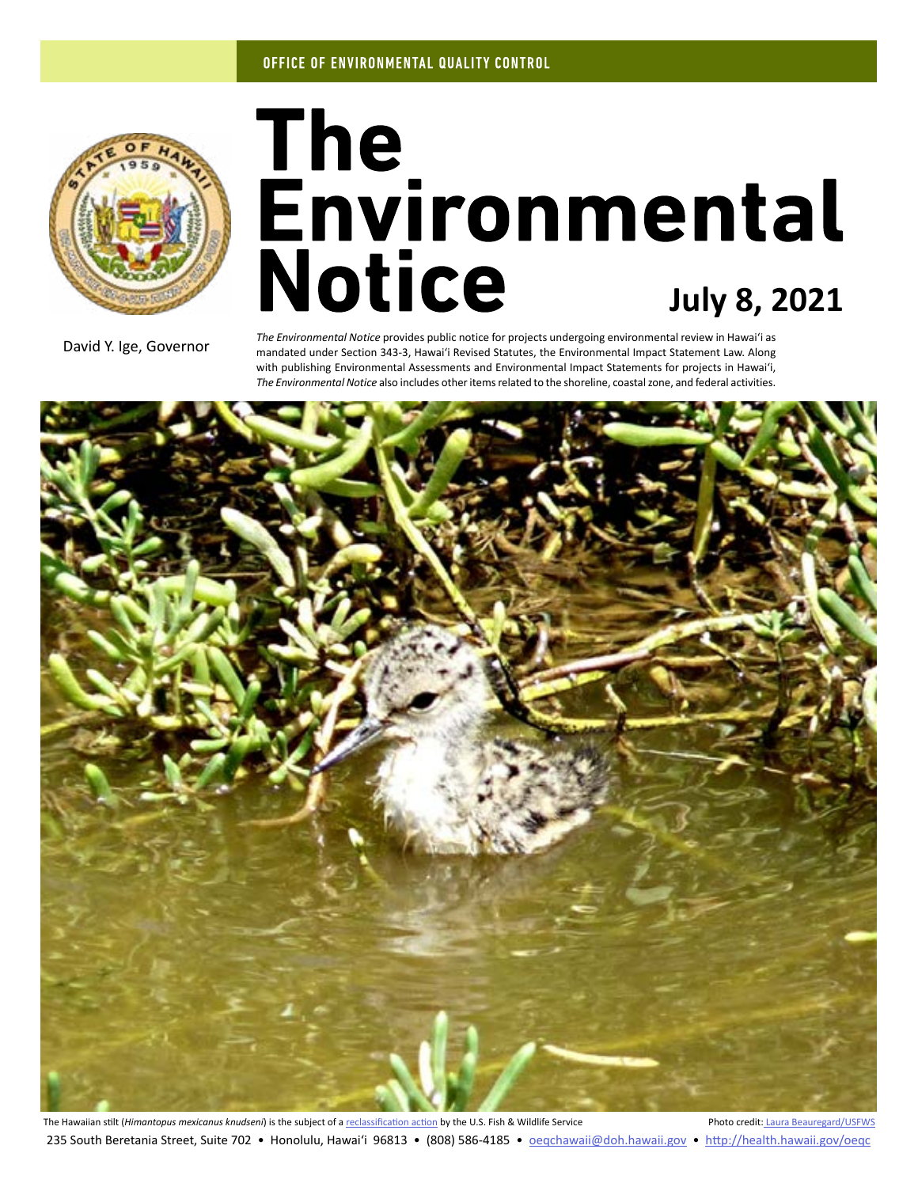OFFICE OF ENVIRONMENTAL QUALITY CONTROL

# The Environmental Notice

**July 8, 2021**

David Y. Ige, Governor

*The Environmental Notice* provides public notice for projects undergoing environmental review in Hawaiʻi as mandated under Section 343-3, Hawaiʻi Revised Statutes, the Environmental Impact Statement Law. Along with publishing Environmental Assessments and Environmental Impact Statements for projects in Hawaiʻi, *The Environmental Notice* also includes other items related to the shoreline, coastal zone, and federal activities.

The Hawaiian stilt (*Himantopus mexicanus knudseni*) is the subject of a reclassification action by the U.S. Fish & Wildlife Service

Photo credit: Laura Beauregard/USFWS

235 South Beretania Street, Suite 702 • Honolulu, Hawaiʻi 96813 • (808) 586-4185 • oeqchawaii@doh.hawaii.gov • http://health.hawaii.gov/oeqc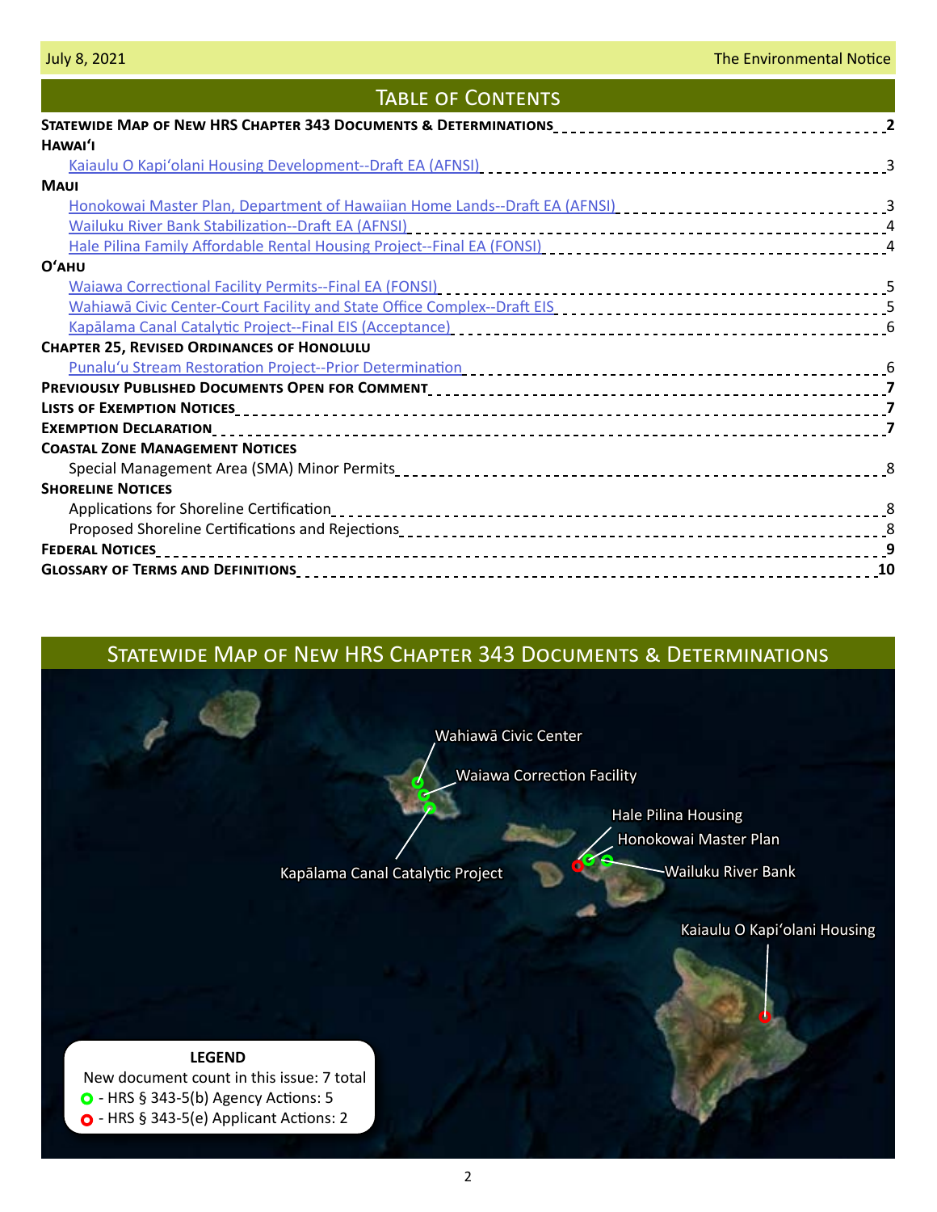# Table of Contents

| | |
|---|---|
| **Statewide Map of New HRS Chapter 343 Documents & Determinations** | **2** |
| **Hawaiʻi** | |
| Kaiaulu O Kapiʻolani Housing Development--Draft EA (AFNSI) | 3 |
| **Maui** | |
| Honokowai Master Plan, Department of Hawaiian Home Lands--Draft EA (AFNSI) | 3 |
| Wailuku River Bank Stabilization--Draft EA (AFNSI) | 4 |
| Hale Pilina Family Affordable Rental Housing Project--Final EA (FONSI) | 4 |
| **Oʻahu** | |
| Waiawa Correctional Facility Permits--Final EA (FONSI) | 5 |
| Wahiawā Civic Center-Court Facility and State Office Complex--Draft EIS | 5 |
| Kapālama Canal Catalytic Project--Final EIS (Acceptance) | 6 |
| **Chapter 25, Revised Ordinances of Honolulu** | |
| Punaluʻu Stream Restoration Project--Prior Determination | 6 |
| **Previously Published Documents Open for Comment** | **7** |
| **Lists of Exemption Notices** | **7** |
| **Exemption Declaration** | **7** |
| **Coastal Zone Management Notices** | |
| Special Management Area (SMA) Minor Permits | 8 |
| **Shoreline Notices** | |
| Applications for Shoreline Certification | 8 |
| Proposed Shoreline Certifications and Rejections | 8 |
| **Federal Notices** | **9** |
| **Glossary of Terms and Definitions** | **10** |

# Statewide Map of New HRS Chapter 343 Documents & Determinations

Wahiawā Civic Center

Waiawa Correction Facility

Hale Pilina Housing

Honokowai Master Plan

Kapālama Canal Catalytic Project

Wailuku River Bank

Kaiaulu O Kapiʻolani Housing

**LEGEND**

New document count in this issue: 7 total

- (green) - HRS § 343-5(b) Agency Actions: 5
- (red) - HRS § 343-5(e) Applicant Actions: 2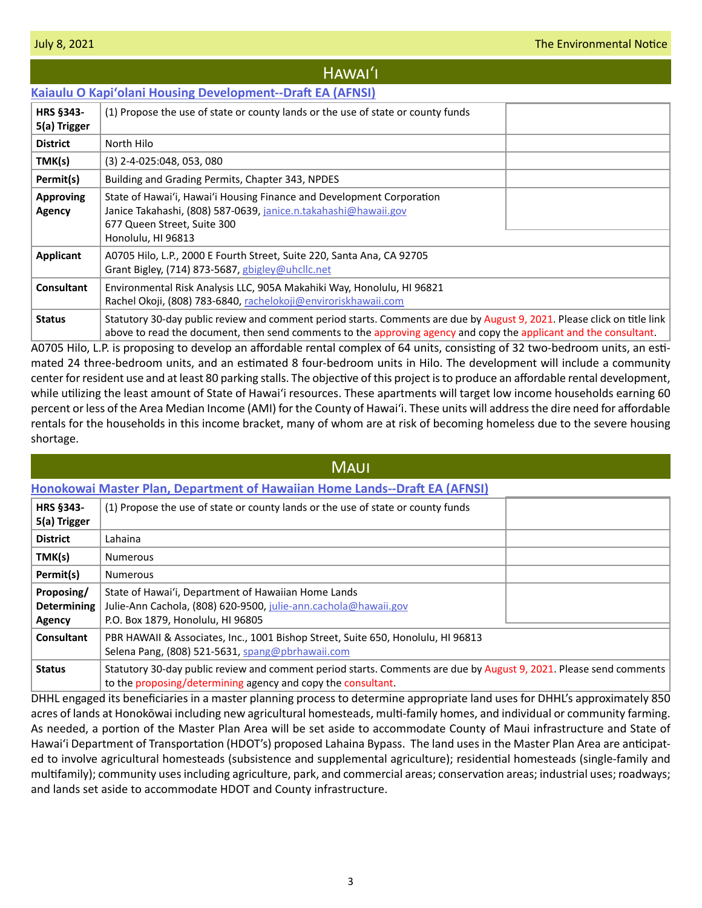# Hawaiʻi

## [Kaiaulu O Kapiʻolani Housing Development--Draft EA (AFNSI)]

| | |
|---|---|
| **HRS §343-5(a) Trigger** | (1) Propose the use of state or county lands or the use of state or county funds |
| **District** | North Hilo |
| **TMK(s)** | (3) 2-4-025:048, 053, 080 |
| **Permit(s)** | Building and Grading Permits, Chapter 343, NPDES |
| **Approving Agency** | State of Hawaiʻi, Hawaiʻi Housing Finance and Development Corporation<br>Janice Takahashi, (808) 587-0639, janice.n.takahashi@hawaii.gov<br>677 Queen Street, Suite 300<br>Honolulu, HI 96813 |
| **Applicant** | A0705 Hilo, L.P., 2000 E Fourth Street, Suite 220, Santa Ana, CA 92705<br>Grant Bigley, (714) 873-5687, gbigley@uhcllc.net |
| **Consultant** | Environmental Risk Analysis LLC, 905A Makahiki Way, Honolulu, HI 96821<br>Rachel Okoji, (808) 783-6840, rachelokoji@enviroriskhawaii.com |
| **Status** | Statutory 30-day public review and comment period starts. Comments are due by August 9, 2021. Please click on title link above to read the document, then send comments to the approving agency and copy the applicant and the consultant. |

A0705 Hilo, L.P. is proposing to develop an affordable rental complex of 64 units, consisting of 32 two-bedroom units, an estimated 24 three-bedroom units, and an estimated 8 four-bedroom units in Hilo. The development will include a community center for resident use and at least 80 parking stalls. The objective of this project is to produce an affordable rental development, while utilizing the least amount of State of Hawaiʻi resources. These apartments will target low income households earning 60 percent or less of the Area Median Income (AMI) for the County of Hawaiʻi. These units will address the dire need for affordable rentals for the households in this income bracket, many of whom are at risk of becoming homeless due to the severe housing shortage.

# Maui

## [Honokowai Master Plan, Department of Hawaiian Home Lands--Draft EA (AFNSI)]

| | |
|---|---|
| **HRS §343-5(a) Trigger** | (1) Propose the use of state or county lands or the use of state or county funds |
| **District** | Lahaina |
| **TMK(s)** | Numerous |
| **Permit(s)** | Numerous |
| **Proposing/ Determining Agency** | State of Hawaiʻi, Department of Hawaiian Home Lands<br>Julie-Ann Cachola, (808) 620-9500, julie-ann.cachola@hawaii.gov<br>P.O. Box 1879, Honolulu, HI 96805 |
| **Consultant** | PBR HAWAII & Associates, Inc., 1001 Bishop Street, Suite 650, Honolulu, HI 96813<br>Selena Pang, (808) 521-5631, spang@pbrhawaii.com |
| **Status** | Statutory 30-day public review and comment period starts. Comments are due by August 9, 2021. Please send comments to the proposing/determining agency and copy the consultant. |

DHHL engaged its beneficiaries in a master planning process to determine appropriate land uses for DHHL's approximately 850 acres of lands at Honokōwai including new agricultural homesteads, multi-family homes, and individual or community farming. As needed, a portion of the Master Plan Area will be set aside to accommodate County of Maui infrastructure and State of Hawaiʻi Department of Transportation (HDOT's) proposed Lahaina Bypass. The land uses in the Master Plan Area are anticipated to involve agricultural homesteads (subsistence and supplemental agriculture); residential homesteads (single-family and multifamily); community uses including agriculture, park, and commercial areas; conservation areas; industrial uses; roadways; and lands set aside to accommodate HDOT and County infrastructure.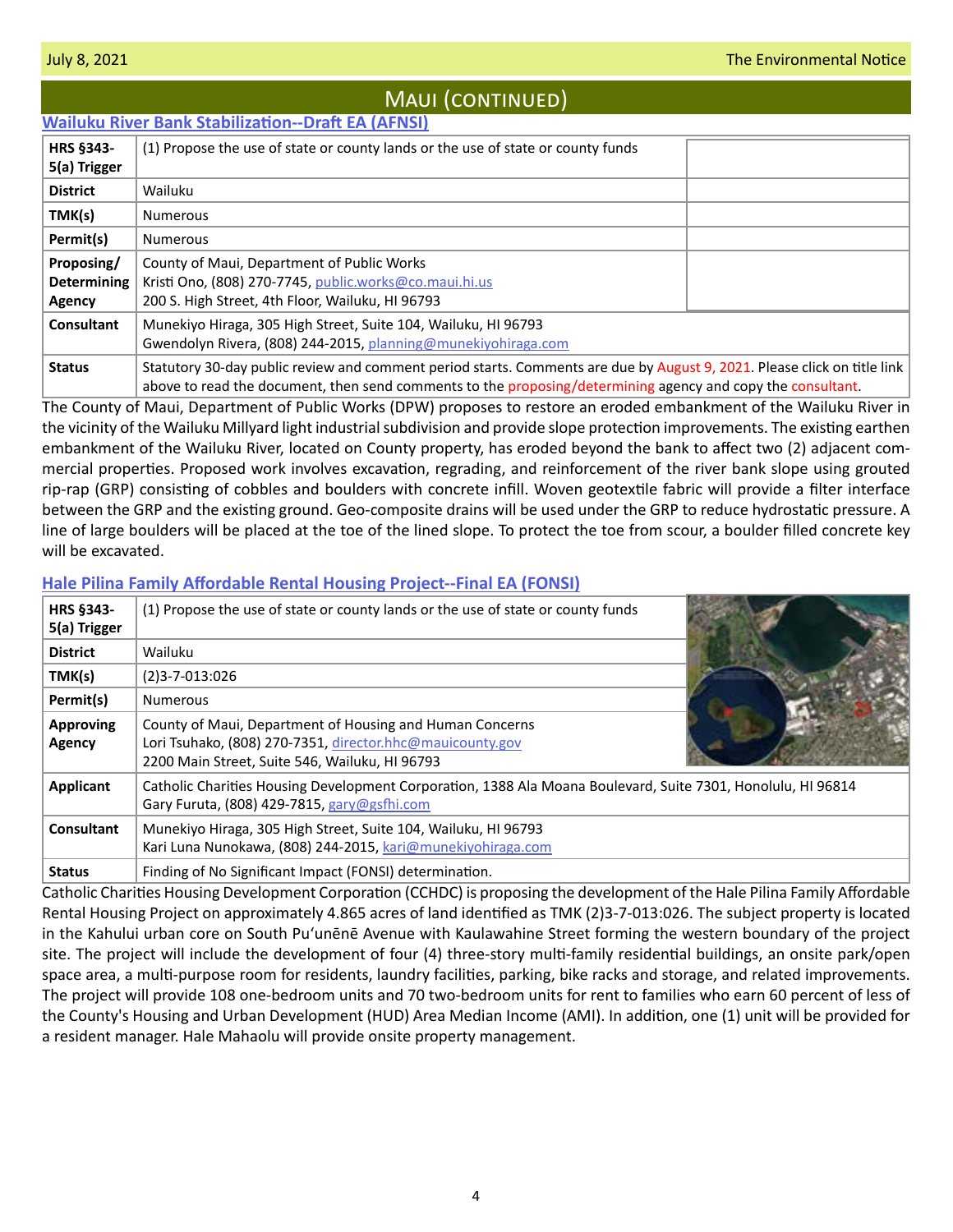## Maui (continued)

### Wailuku River Bank Stabilization--Draft EA (AFNSI)

| | |
|---|---|
| **HRS §343-5(a) Trigger** | (1) Propose the use of state or county lands or the use of state or county funds |
| **District** | Wailuku |
| **TMK(s)** | Numerous |
| **Permit(s)** | Numerous |
| **Proposing/ Determining Agency** | County of Maui, Department of Public Works<br>Kristi Ono, (808) 270-7745, public.works@co.maui.hi.us<br>200 S. High Street, 4th Floor, Wailuku, HI 96793 |
| **Consultant** | Munekiyo Hiraga, 305 High Street, Suite 104, Wailuku, HI 96793<br>Gwendolyn Rivera, (808) 244-2015, planning@munekiyohiraga.com |
| **Status** | Statutory 30-day public review and comment period starts. Comments are due by August 9, 2021. Please click on title link above to read the document, then send comments to the proposing/determining agency and copy the consultant. |

The County of Maui, Department of Public Works (DPW) proposes to restore an eroded embankment of the Wailuku River in the vicinity of the Wailuku Millyard light industrial subdivision and provide slope protection improvements. The existing earthen embankment of the Wailuku River, located on County property, has eroded beyond the bank to affect two (2) adjacent commercial properties. Proposed work involves excavation, regrading, and reinforcement of the river bank slope using grouted rip-rap (GRP) consisting of cobbles and boulders with concrete infill. Woven geotextile fabric will provide a filter interface between the GRP and the existing ground. Geo-composite drains will be used under the GRP to reduce hydrostatic pressure. A line of large boulders will be placed at the toe of the lined slope. To protect the toe from scour, a boulder filled concrete key will be excavated.

### Hale Pilina Family Affordable Rental Housing Project--Final EA (FONSI)

| | |
|---|---|
| **HRS §343-5(a) Trigger** | (1) Propose the use of state or county lands or the use of state or county funds |
| **District** | Wailuku |
| **TMK(s)** | (2)3-7-013:026 |
| **Permit(s)** | Numerous |
| **Approving Agency** | County of Maui, Department of Housing and Human Concerns<br>Lori Tsuhako, (808) 270-7351, director.hhc@mauicounty.gov<br>2200 Main Street, Suite 546, Wailuku, HI 96793 |
| **Applicant** | Catholic Charities Housing Development Corporation, 1388 Ala Moana Boulevard, Suite 7301, Honolulu, HI 96814<br>Gary Furuta, (808) 429-7815, gary@gsfhi.com |
| **Consultant** | Munekiyo Hiraga, 305 High Street, Suite 104, Wailuku, HI 96793<br>Kari Luna Nunokawa, (808) 244-2015, kari@munekiyohiraga.com |
| **Status** | Finding of No Significant Impact (FONSI) determination. |

Catholic Charities Housing Development Corporation (CCHDC) is proposing the development of the Hale Pilina Family Affordable Rental Housing Project on approximately 4.865 acres of land identified as TMK (2)3-7-013:026. The subject property is located in the Kahului urban core on South Puʻunēnē Avenue with Kaulawahine Street forming the western boundary of the project site. The project will include the development of four (4) three-story multi-family residential buildings, an onsite park/open space area, a multi-purpose room for residents, laundry facilities, parking, bike racks and storage, and related improvements. The project will provide 108 one-bedroom units and 70 two-bedroom units for rent to families who earn 60 percent of less of the County's Housing and Urban Development (HUD) Area Median Income (AMI). In addition, one (1) unit will be provided for a resident manager. Hale Mahaolu will provide onsite property management.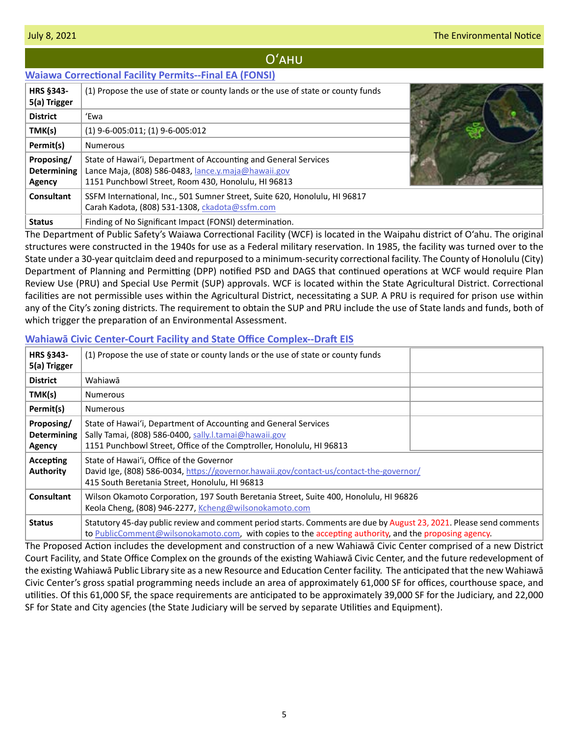# Oʻahu

## Waiawa Correctional Facility Permits--Final EA (FONSI)

| | |
|---|---|
| **HRS §343-5(a) Trigger** | (1) Propose the use of state or county lands or the use of state or county funds |
| **District** | ʻEwa |
| **TMK(s)** | (1) 9-6-005:011; (1) 9-6-005:012 |
| **Permit(s)** | Numerous |
| **Proposing/ Determining Agency** | State of Hawaiʻi, Department of Accounting and General Services<br>Lance Maja, (808) 586-0483, lance.y.maja@hawaii.gov<br>1151 Punchbowl Street, Room 430, Honolulu, HI 96813 |
| **Consultant** | SSFM International, Inc., 501 Sumner Street, Suite 620, Honolulu, HI 96817<br>Carah Kadota, (808) 531-1308, ckadota@ssfm.com |
| **Status** | Finding of No Significant Impact (FONSI) determination. |

The Department of Public Safety's Waiawa Correctional Facility (WCF) is located in the Waipahu district of Oʻahu. The original structures were constructed in the 1940s for use as a Federal military reservation. In 1985, the facility was turned over to the State under a 30-year quitclaim deed and repurposed to a minimum-security correctional facility. The County of Honolulu (City) Department of Planning and Permitting (DPP) notified PSD and DAGS that continued operations at WCF would require Plan Review Use (PRU) and Special Use Permit (SUP) approvals. WCF is located within the State Agricultural District. Correctional facilities are not permissible uses within the Agricultural District, necessitating a SUP. A PRU is required for prison use within any of the City's zoning districts. The requirement to obtain the SUP and PRU include the use of State lands and funds, both of which trigger the preparation of an Environmental Assessment.

## Wahiawā Civic Center-Court Facility and State Office Complex--Draft EIS

| | |
|---|---|
| **HRS §343-5(a) Trigger** | (1) Propose the use of state or county lands or the use of state or county funds |
| **District** | Wahiawā |
| **TMK(s)** | Numerous |
| **Permit(s)** | Numerous |
| **Proposing/ Determining Agency** | State of Hawaiʻi, Department of Accounting and General Services<br>Sally Tamai, (808) 586-0400, sally.l.tamai@hawaii.gov<br>1151 Punchbowl Street, Office of the Comptroller, Honolulu, HI 96813 |
| **Accepting Authority** | State of Hawaiʻi, Office of the Governor<br>David Ige, (808) 586-0034, https://governor.hawaii.gov/contact-us/contact-the-governor/<br>415 South Beretania Street, Honolulu, HI 96813 |
| **Consultant** | Wilson Okamoto Corporation, 197 South Beretania Street, Suite 400, Honolulu, HI 96826<br>Keola Cheng, (808) 946-2277, Kcheng@wilsonokamoto.com |
| **Status** | Statutory 45-day public review and comment period starts. Comments are due by August 23, 2021. Please send comments to PublicComment@wilsonokamoto.com, with copies to the accepting authority, and the proposing agency. |

The Proposed Action includes the development and construction of a new Wahiawā Civic Center comprised of a new District Court Facility, and State Office Complex on the grounds of the existing Wahiawā Civic Center, and the future redevelopment of the existing Wahiawā Public Library site as a new Resource and Education Center facility. The anticipated that the new Wahiawā Civic Center's gross spatial programming needs include an area of approximately 61,000 SF for offices, courthouse space, and utilities. Of this 61,000 SF, the space requirements are anticipated to be approximately 39,000 SF for the Judiciary, and 22,000 SF for State and City agencies (the State Judiciary will be served by separate Utilities and Equipment).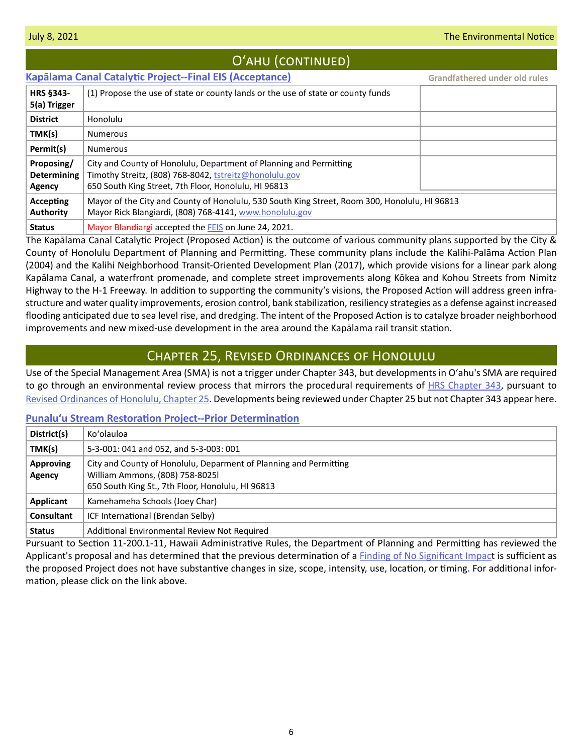## Oʻahu (continued)

### Kapālama Canal Catalytic Project--Final EIS (Acceptance)

Grandfathered under old rules

| | |
|---|---|
| **HRS §343-5(a) Trigger** | (1) Propose the use of state or county lands or the use of state or county funds |
| **District** | Honolulu |
| **TMK(s)** | Numerous |
| **Permit(s)** | Numerous |
| **Proposing/ Determining Agency** | City and County of Honolulu, Department of Planning and Permitting<br>Timothy Streitz, (808) 768-8042, tstreitz@honolulu.gov<br>650 South King Street, 7th Floor, Honolulu, HI 96813 |
| **Accepting Authority** | Mayor of the City and County of Honolulu, 530 South King Street, Room 300, Honolulu, HI 96813<br>Mayor Rick Blangiardi, (808) 768-4141, www.honolulu.gov |
| **Status** | Mayor Blandiargi accepted the FEIS on June 24, 2021. |

The Kapālama Canal Catalytic Project (Proposed Action) is the outcome of various community plans supported by the City & County of Honolulu Department of Planning and Permitting. These community plans include the Kalihi-Palāma Action Plan (2004) and the Kalihi Neighborhood Transit-Oriented Development Plan (2017), which provide visions for a linear park along Kapālama Canal, a waterfront promenade, and complete street improvements along Kōkea and Kohou Streets from Nimitz Highway to the H-1 Freeway. In addition to supporting the community's visions, the Proposed Action will address green infrastructure and water quality improvements, erosion control, bank stabilization, resiliency strategies as a defense against increased flooding anticipated due to sea level rise, and dredging. The intent of the Proposed Action is to catalyze broader neighborhood improvements and new mixed-use development in the area around the Kapālama rail transit station.

## Chapter 25, Revised Ordinances of Honolulu

Use of the Special Management Area (SMA) is not a trigger under Chapter 343, but developments in Oʻahu's SMA are required to go through an environmental review process that mirrors the procedural requirements of HRS Chapter 343, pursuant to Revised Ordinances of Honolulu, Chapter 25. Developments being reviewed under Chapter 25 but not Chapter 343 appear here.

### Punaluʻu Stream Restoration Project--Prior Determination

| | |
|---|---|
| **District(s)** | Koʻolauloa |
| **TMK(s)** | 5-3-001: 041 and 052, and 5-3-003: 001 |
| **Approving Agency** | City and County of Honolulu, Deparment of Planning and Permitting<br>William Ammons, (808) 758-8025l<br>650 South King St., 7th Floor, Honolulu, HI 96813 |
| **Applicant** | Kamehameha Schools (Joey Char) |
| **Consultant** | ICF International (Brendan Selby) |
| **Status** | Additional Environmental Review Not Required |

Pursuant to Section 11-200.1-11, Hawaii Administrative Rules, the Department of Planning and Permitting has reviewed the Applicant's proposal and has determined that the previous determination of a Finding of No Significant Impact is sufficient as the proposed Project does not have substantive changes in size, scope, intensity, use, location, or timing. For additional information, please click on the link above.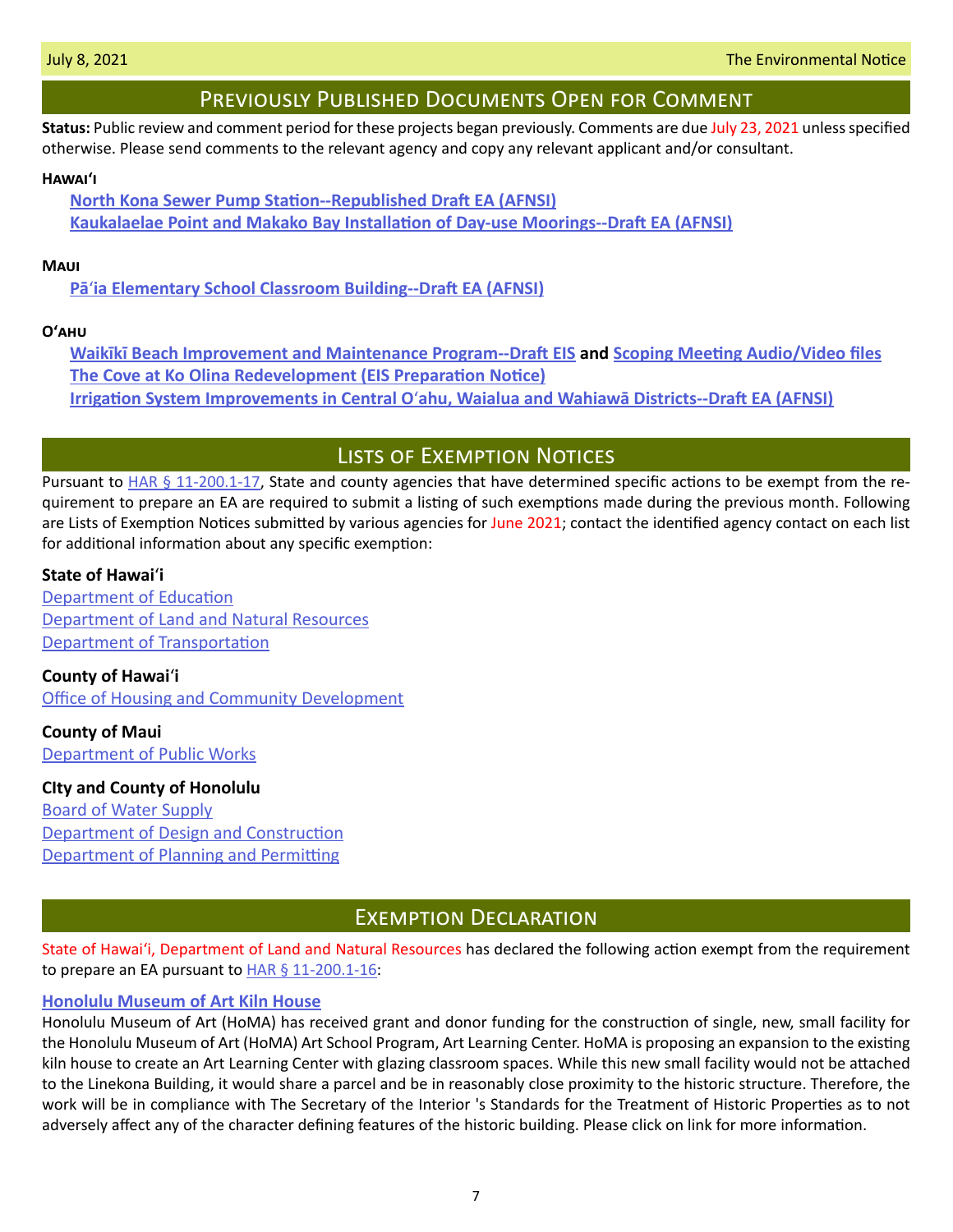## Previously Published Documents Open for Comment

**Status:** Public review and comment period for these projects began previously. Comments are due July 23, 2021 unless specified otherwise. Please send comments to the relevant agency and copy any relevant applicant and/or consultant.

### Hawaiʻi

**North Kona Sewer Pump Station--Republished Draft EA (AFNSI)**
**Kaukalaelae Point and Makako Bay Installation of Day-use Moorings--Draft EA (AFNSI)**

### Maui

**Pāʻia Elementary School Classroom Building--Draft EA (AFNSI)**

### Oʻahu

**Waikīkī Beach Improvement and Maintenance Program--Draft EIS and Scoping Meeting Audio/Video files**
**The Cove at Ko Olina Redevelopment (EIS Preparation Notice)**
**Irrigation System Improvements in Central Oʻahu, Waialua and Wahiawā Districts--Draft EA (AFNSI)**

## Lists of Exemption Notices

Pursuant to HAR § 11-200.1-17, State and county agencies that have determined specific actions to be exempt from the requirement to prepare an EA are required to submit a listing of such exemptions made during the previous month. Following are Lists of Exemption Notices submitted by various agencies for June 2021; contact the identified agency contact on each list for additional information about any specific exemption:

**State of Hawaiʻi**
Department of Education
Department of Land and Natural Resources
Department of Transportation

**County of Hawaiʻi**
Office of Housing and Community Development

**County of Maui**
Department of Public Works

**CIty and County of Honolulu**
Board of Water Supply
Department of Design and Construction
Department of Planning and Permitting

## Exemption Declaration

State of Hawaiʻi, Department of Land and Natural Resources has declared the following action exempt from the requirement to prepare an EA pursuant to HAR § 11-200.1-16:

**Honolulu Museum of Art Kiln House**

Honolulu Museum of Art (HoMA) has received grant and donor funding for the construction of single, new, small facility for the Honolulu Museum of Art (HoMA) Art School Program, Art Learning Center. HoMA is proposing an expansion to the existing kiln house to create an Art Learning Center with glazing classroom spaces. While this new small facility would not be attached to the Linekona Building, it would share a parcel and be in reasonably close proximity to the historic structure. Therefore, the work will be in compliance with The Secretary of the Interior 's Standards for the Treatment of Historic Properties as to not adversely affect any of the character defining features of the historic building. Please click on link for more information.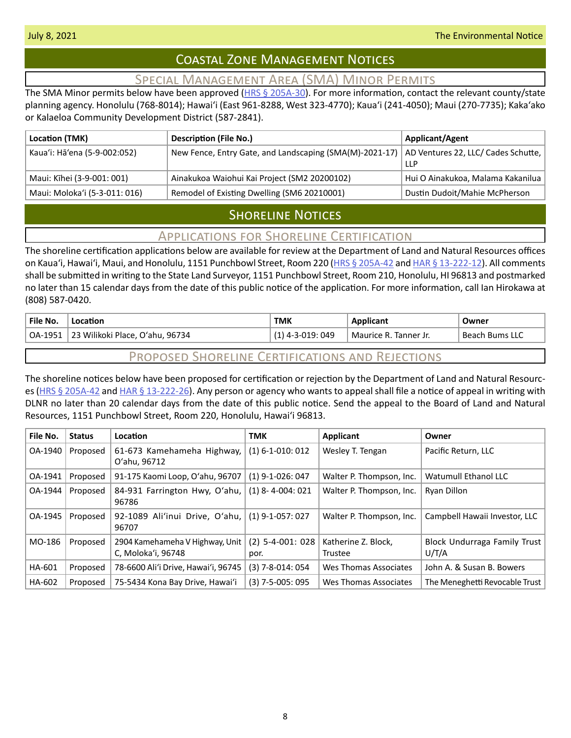# Coastal Zone Management Notices

## Special Management Area (SMA) Minor Permits

The SMA Minor permits below have been approved (HRS § 205A-30). For more information, contact the relevant county/state planning agency. Honolulu (768-8014); Hawaiʻi (East 961-8288, West 323-4770); Kauaʻi (241-4050); Maui (270-7735); Kakaʻako or Kalaeloa Community Development District (587-2841).

| Location (TMK) | Description (File No.) | Applicant/Agent |
|---|---|---|
| Kauaʻi: Hāʻena (5-9-002:052) | New Fence, Entry Gate, and Landscaping (SMA(M)-2021-17) | AD Ventures 22, LLC/ Cades Schutte, LLP |
| Maui: Kīhei (3-9-001: 001) | Ainakukoa Waiohui Kai Project (SM2 20200102) | Hui O Ainakukoa, Malama Kakanilua |
| Maui: Molokaʻi (5-3-011: 016) | Remodel of Existing Dwelling (SM6 20210001) | Dustin Dudoit/Mahie McPherson |

# Shoreline Notices

## Applications for Shoreline Certification

The shoreline certification applications below are available for review at the Department of Land and Natural Resources offices on Kauaʻi, Hawaiʻi, Maui, and Honolulu, 1151 Punchbowl Street, Room 220 (HRS § 205A-42 and HAR § 13-222-12). All comments shall be submitted in writing to the State Land Surveyor, 1151 Punchbowl Street, Room 210, Honolulu, HI 96813 and postmarked no later than 15 calendar days from the date of this public notice of the application. For more information, call Ian Hirokawa at (808) 587-0420.

| File No. | Location | TMK | Applicant | Owner |
|---|---|---|---|---|
| OA-1951 | 23 Wilikoki Place, Oʻahu, 96734 | (1) 4-3-019: 049 | Maurice R. Tanner Jr. | Beach Bums LLC |

## Proposed Shoreline Certifications and Rejections

The shoreline notices below have been proposed for certification or rejection by the Department of Land and Natural Resources (HRS § 205A-42 and HAR § 13-222-26). Any person or agency who wants to appeal shall file a notice of appeal in writing with DLNR no later than 20 calendar days from the date of this public notice. Send the appeal to the Board of Land and Natural Resources, 1151 Punchbowl Street, Room 220, Honolulu, Hawaiʻi 96813.

| File No. | Status | Location | TMK | Applicant | Owner |
|---|---|---|---|---|---|
| OA-1940 | Proposed | 61-673 Kamehameha Highway, Oʻahu, 96712 | (1) 6-1-010: 012 | Wesley T. Tengan | Pacific Return, LLC |
| OA-1941 | Proposed | 91-175 Kaomi Loop, Oʻahu, 96707 | (1) 9-1-026: 047 | Walter P. Thompson, Inc. | Watumull Ethanol LLC |
| OA-1944 | Proposed | 84-931 Farrington Hwy, Oʻahu, 96786 | (1) 8- 4-004: 021 | Walter P. Thompson, Inc. | Ryan Dillon |
| OA-1945 | Proposed | 92-1089 Aliʻinui Drive, Oʻahu, 96707 | (1) 9-1-057: 027 | Walter P. Thompson, Inc. | Campbell Hawaii Investor, LLC |
| MO-186 | Proposed | 2904 Kamehameha V Highway, Unit C, Molokaʻi, 96748 | (2) 5-4-001: 028 por. | Katherine Z. Block, Trustee | Block Undurraga Family Trust U/T/A |
| HA-601 | Proposed | 78-6600 Aliʻi Drive, Hawaiʻi, 96745 | (3) 7-8-014: 054 | Wes Thomas Associates | John A. & Susan B. Bowers |
| HA-602 | Proposed | 75-5434 Kona Bay Drive, Hawaiʻi | (3) 7-5-005: 095 | Wes Thomas Associates | The Meneghetti Revocable Trust |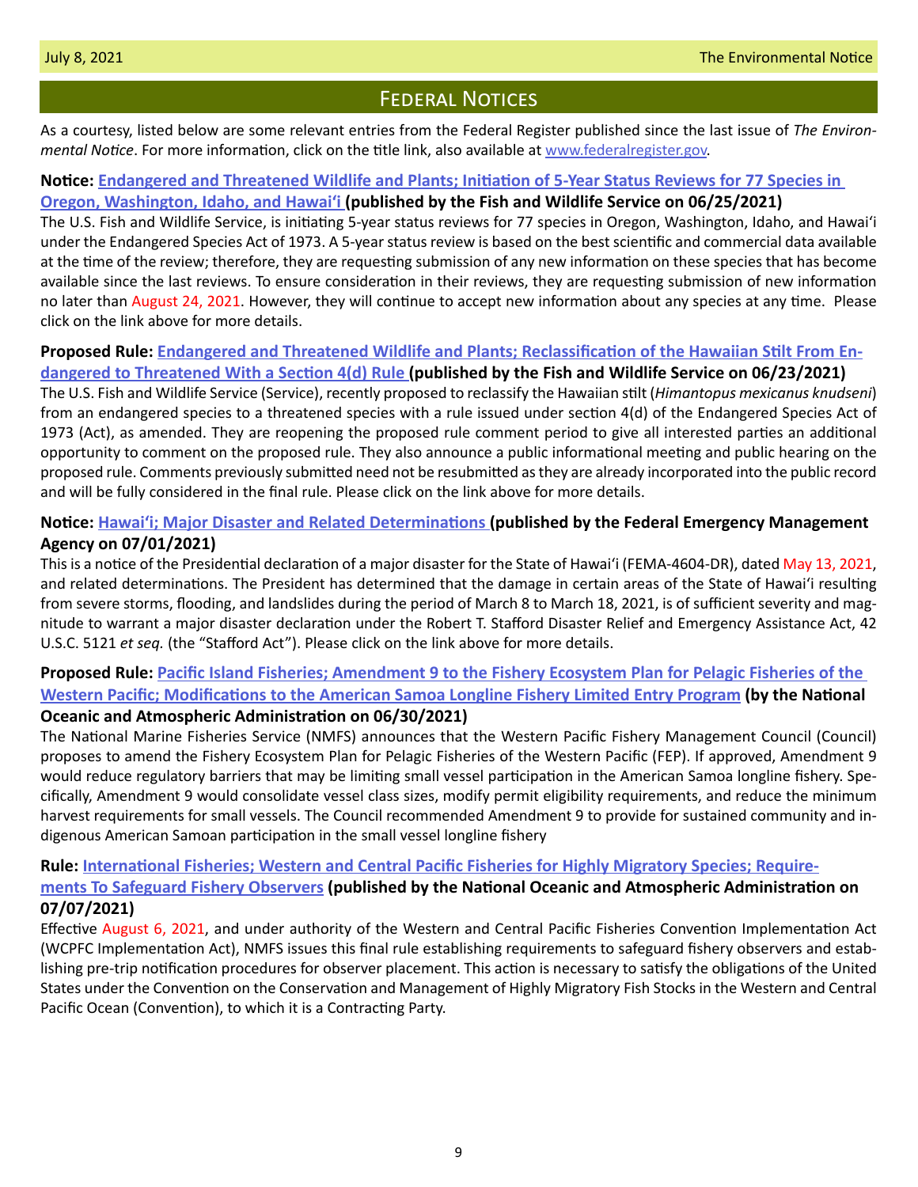# Federal Notices

As a courtesy, listed below are some relevant entries from the Federal Register published since the last issue of *The Environmental Notice*. For more information, click on the title link, also available at www.federalregister.gov.

**Notice: Endangered and Threatened Wildlife and Plants; Initiation of 5-Year Status Reviews for 77 Species in Oregon, Washington, Idaho, and Hawai'i (published by the Fish and Wildlife Service on 06/25/2021)**

The U.S. Fish and Wildlife Service, is initiating 5-year status reviews for 77 species in Oregon, Washington, Idaho, and Hawai'i under the Endangered Species Act of 1973. A 5-year status review is based on the best scientific and commercial data available at the time of the review; therefore, they are requesting submission of any new information on these species that has become available since the last reviews. To ensure consideration in their reviews, they are requesting submission of new information no later than August 24, 2021. However, they will continue to accept new information about any species at any time. Please click on the link above for more details.

**Proposed Rule: Endangered and Threatened Wildlife and Plants; Reclassification of the Hawaiian Stilt From Endangered to Threatened With a Section 4(d) Rule (published by the Fish and Wildlife Service on 06/23/2021)**

The U.S. Fish and Wildlife Service (Service), recently proposed to reclassify the Hawaiian stilt (*Himantopus mexicanus knudseni*) from an endangered species to a threatened species with a rule issued under section 4(d) of the Endangered Species Act of 1973 (Act), as amended. They are reopening the proposed rule comment period to give all interested parties an additional opportunity to comment on the proposed rule. They also announce a public informational meeting and public hearing on the proposed rule. Comments previously submitted need not be resubmitted as they are already incorporated into the public record and will be fully considered in the final rule. Please click on the link above for more details.

**Notice: Hawai'i; Major Disaster and Related Determinations (published by the Federal Emergency Management Agency on 07/01/2021)**

This is a notice of the Presidential declaration of a major disaster for the State of Hawai'i (FEMA-4604-DR), dated May 13, 2021, and related determinations. The President has determined that the damage in certain areas of the State of Hawai'i resulting from severe storms, flooding, and landslides during the period of March 8 to March 18, 2021, is of sufficient severity and magnitude to warrant a major disaster declaration under the Robert T. Stafford Disaster Relief and Emergency Assistance Act, 42 U.S.C. 5121 *et seq.* (the "Stafford Act"). Please click on the link above for more details.

**Proposed Rule: Pacific Island Fisheries; Amendment 9 to the Fishery Ecosystem Plan for Pelagic Fisheries of the Western Pacific; Modifications to the American Samoa Longline Fishery Limited Entry Program (by the National Oceanic and Atmospheric Administration on 06/30/2021)**

The National Marine Fisheries Service (NMFS) announces that the Western Pacific Fishery Management Council (Council) proposes to amend the Fishery Ecosystem Plan for Pelagic Fisheries of the Western Pacific (FEP). If approved, Amendment 9 would reduce regulatory barriers that may be limiting small vessel participation in the American Samoa longline fishery. Specifically, Amendment 9 would consolidate vessel class sizes, modify permit eligibility requirements, and reduce the minimum harvest requirements for small vessels. The Council recommended Amendment 9 to provide for sustained community and indigenous American Samoan participation in the small vessel longline fishery

**Rule: International Fisheries; Western and Central Pacific Fisheries for Highly Migratory Species; Requirements To Safeguard Fishery Observers (published by the National Oceanic and Atmospheric Administration on 07/07/2021)**

Effective August 6, 2021, and under authority of the Western and Central Pacific Fisheries Convention Implementation Act (WCPFC Implementation Act), NMFS issues this final rule establishing requirements to safeguard fishery observers and establishing pre-trip notification procedures for observer placement. This action is necessary to satisfy the obligations of the United States under the Convention on the Conservation and Management of Highly Migratory Fish Stocks in the Western and Central Pacific Ocean (Convention), to which it is a Contracting Party.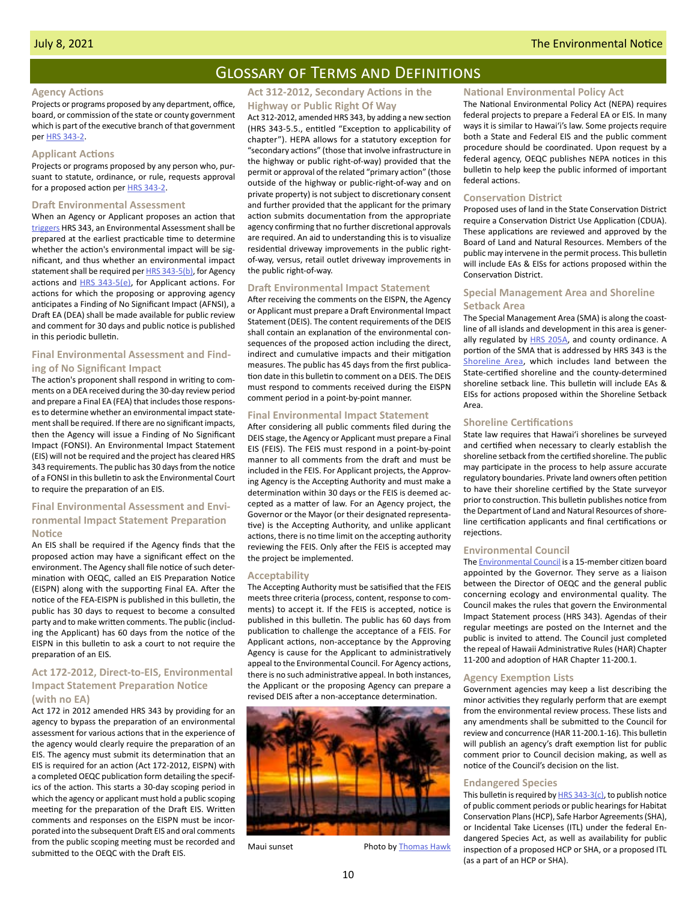# Glossary of Terms and Definitions

### Agency Actions

Projects or programs proposed by any department, office, board, or commission of the state or county government which is part of the executive branch of that government per HRS 343-2.

### Applicant Actions

Projects or programs proposed by any person who, pursuant to statute, ordinance, or rule, requests approval for a proposed action per HRS 343-2.

### Draft Environmental Assessment

When an Agency or Applicant proposes an action that triggers HRS 343, an Environmental Assessment shall be prepared at the earliest practicable time to determine whether the action's environmental impact will be significant, and thus whether an environmental impact statement shall be required per HRS 343-5(b), for Agency actions and HRS 343-5(e), for Applicant actions. For actions for which the proposing or approving agency anticipates a Finding of No Significant Impact (AFNSI), a Draft EA (DEA) shall be made available for public review and comment for 30 days and public notice is published in this periodic bulletin.

### Final Environmental Assessment and Finding of No Significant Impact

The action's proponent shall respond in writing to comments on a DEA received during the 30-day review period and prepare a Final EA (FEA) that includes those responses to determine whether an environmental impact statement shall be required. If there are no significant impacts, then the Agency will issue a Finding of No Significant Impact (FONSI). An Environmental Impact Statement (EIS) will not be required and the project has cleared HRS 343 requirements. The public has 30 days from the notice of a FONSI in this bulletin to ask the Environmental Court to require the preparation of an EIS.

### Final Environmental Assessment and Environmental Impact Statement Preparation Notice

An EIS shall be required if the Agency finds that the proposed action may have a significant effect on the environment. The Agency shall file notice of such determination with OEQC, called an EIS Preparation Notice (EISPN) along with the supporting Final EA. After the notice of the FEA-EISPN is published in this bulletin, the public has 30 days to request to become a consulted party and to make written comments. The public (including the Applicant) has 60 days from the notice of the EISPN in this bulletin to ask a court to not require the preparation of an EIS.

### Act 172-2012, Direct-to-EIS, Environmental Impact Statement Preparation Notice (with no EA)

Act 172 in 2012 amended HRS 343 by providing for an agency to bypass the preparation of an environmental assessment for various actions that in the experience of the agency would clearly require the preparation of an EIS. The agency must submit its determination that an EIS is required for an action (Act 172-2012, EISPN) with a completed OEQC publication form detailing the specifics of the action. This starts a 30-day scoping period in which the agency or applicant must hold a public scoping meeting for the preparation of the Draft EIS. Written comments and responses on the EISPN must be incorporated into the subsequent Draft EIS and oral comments from the public scoping meeting must be recorded and submitted to the OEQC with the Draft EIS.

### Act 312-2012, Secondary Actions in the Highway or Public Right Of Way

Act 312-2012, amended HRS 343, by adding a new section (HRS 343-5.5., entitled "Exception to applicability of chapter"). HEPA allows for a statutory exception for "secondary actions" (those that involve infrastructure in the highway or public right-of-way) provided that the permit or approval of the related "primary action" (those outside of the highway or public-right-of-way and on private property) is not subject to discretionary consent and further provided that the applicant for the primary action submits documentation from the appropriate agency confirming that no further discretional approvals are required. An aid to understanding this is to visualize residential driveway improvements in the public right-of-way, versus, retail outlet driveway improvements in the public right-of-way.

### Draft Environmental Impact Statement

After receiving the comments on the EISPN, the Agency or Applicant must prepare a Draft Environmental Impact Statement (DEIS). The content requirements of the DEIS shall contain an explanation of the environmental consequences of the proposed action including the direct, indirect and cumulative impacts and their mitigation measures. The public has 45 days from the first publication date in this bulletin to comment on a DEIS. The DEIS must respond to comments received during the EISPN comment period in a point-by-point manner.

### Final Environmental Impact Statement

After considering all public comments filed during the DEIS stage, the Agency or Applicant must prepare a Final EIS (FEIS). The FEIS must respond in a point-by-point manner to all comments from the draft and must be included in the FEIS. For Applicant projects, the Approving Agency is the Accepting Authority and must make a determination within 30 days or the FEIS is deemed accepted as a matter of law. For an Agency project, the Governor or the Mayor (or their designated representative) is the Accepting Authority, and unlike applicant actions, there is no time limit on the accepting authority reviewing the FEIS. Only after the FEIS is accepted may the project be implemented.

### Acceptability

The Accepting Authority must be satisified that the FEIS meets three criteria (process, content, response to comments) to accept it. If the FEIS is accepted, notice is published in this bulletin. The public has 60 days from publication to challenge the acceptance of a FEIS. For Applicant actions, non-acceptance by the Approving Agency is cause for the Applicant to administratively appeal to the Environmental Council. For Agency actions, there is no such administrative appeal. In both instances, the Applicant or the proposing Agency can prepare a revised DEIS after a non-acceptance determination.

Maui sunset Photo by Thomas Hawk

### National Environmental Policy Act

The National Environmental Policy Act (NEPA) requires federal projects to prepare a Federal EA or EIS. In many ways it is similar to Hawai'i's law. Some projects require both a State and Federal EIS and the public comment procedure should be coordinated. Upon request by a federal agency, OEQC publishes NEPA notices in this bulletin to help keep the public informed of important federal actions.

### Conservation District

Proposed uses of land in the State Conservation District require a Conservation District Use Application (CDUA). These applications are reviewed and approved by the Board of Land and Natural Resources. Members of the public may intervene in the permit process. This bulletin will include EAs & EISs for actions proposed within the Conservation District.

### Special Management Area and Shoreline Setback Area

The Special Management Area (SMA) is along the coastline of all islands and development in this area is generally regulated by HRS 205A, and county ordinance. A portion of the SMA that is addressed by HRS 343 is the Shoreline Area, which includes land between the State-certified shoreline and the county-determined shoreline setback line. This bulletin will include EAs & EISs for actions proposed within the Shoreline Setback Area.

### Shoreline Certifications

State law requires that Hawai'i shorelines be surveyed and certified when necessary to clearly establish the shoreline setback from the certified shoreline. The public may participate in the process to help assure accurate regulatory boundaries. Private land owners often petition to have their shoreline certified by the State surveyor prior to construction. This bulletin publishes notice from the Department of Land and Natural Resources of shoreline certification applicants and final certifications or rejections.

### Environmental Council

The Environmental Council is a 15-member citizen board appointed by the Governor. They serve as a liaison between the Director of OEQC and the general public concerning ecology and environmental quality. The Council makes the rules that govern the Environmental Impact Statement process (HRS 343). Agendas of their regular meetings are posted on the Internet and the public is invited to attend. The Council just completed the repeal of Hawaii Administrative Rules (HAR) Chapter 11-200 and adoption of HAR Chapter 11-200.1.

### Agency Exemption Lists

Government agencies may keep a list describing the minor activities they regularly perform that are exempt from the environmental review process. These lists and any amendments shall be submitted to the Council for review and concurrence (HAR 11-200.1-16). This bulletin will publish an agency's draft exemption list for public comment prior to Council decision making, as well as notice of the Council's decision on the list.

### Endangered Species

This bulletin is required by HRS 343-3(c), to publish notice of public comment periods or public hearings for Habitat Conservation Plans (HCP), Safe Harbor Agreements (SHA), or Incidental Take Licenses (ITL) under the federal Endangered Species Act, as well as availability for public inspection of a proposed HCP or SHA, or a proposed ITL (as a part of an HCP or SHA).